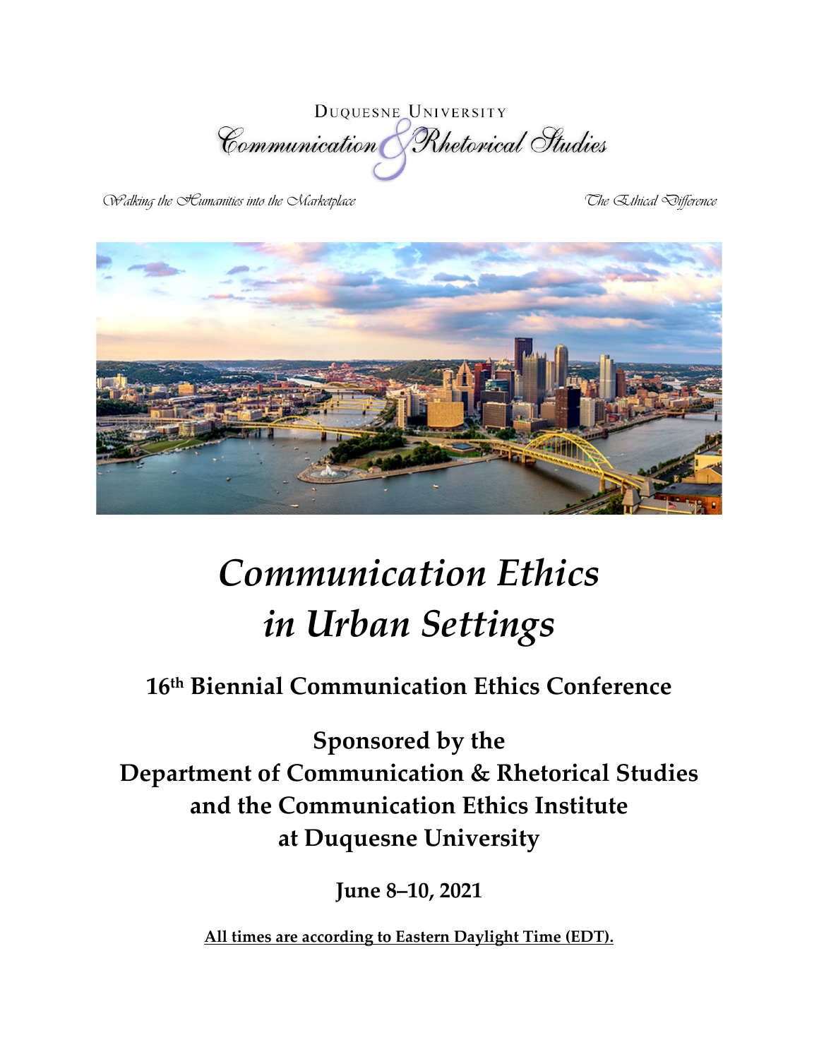Duquesne University

Communication & Rhetorical Studies

*Walking the Humanities into the Marketplace* *The Ethical Difference*

# *Communication Ethics in Urban Settings*

## 16th Biennial Communication Ethics Conference

## Sponsored by the Department of Communication & Rhetorical Studies and the Communication Ethics Institute at Duquesne University

**June 8–10, 2021**

**All times are according to Eastern Daylight Time (EDT).**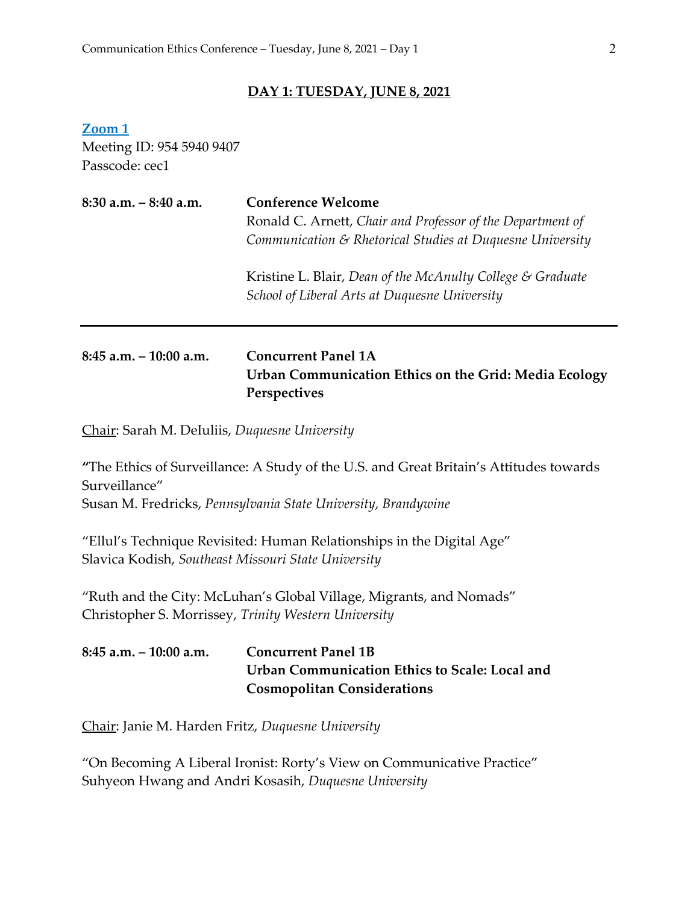## **DAY 1: TUESDAY, JUNE 8, 2021**

**Zoom 1**
Meeting ID: 954 5940 9407
Passcode: cec1

**8:30 a.m. – 8:40 a.m.** **Conference Welcome**

Ronald C. Arnett, *Chair and Professor of the Department of Communication & Rhetorical Studies at Duquesne University*

Kristine L. Blair, *Dean of the McAnulty College & Graduate School of Liberal Arts at Duquesne University*

---

**8:45 a.m. – 10:00 a.m.** **Concurrent Panel 1A**
**Urban Communication Ethics on the Grid: Media Ecology Perspectives**

Chair: Sarah M. DeIuliis, *Duquesne University*

**"**The Ethics of Surveillance: A Study of the U.S. and Great Britain's Attitudes towards Surveillance"
Susan M. Fredricks, *Pennsylvania State University, Brandywine*

"Ellul's Technique Revisited: Human Relationships in the Digital Age"
Slavica Kodish, *Southeast Missouri State University*

"Ruth and the City: McLuhan's Global Village, Migrants, and Nomads"
Christopher S. Morrissey, *Trinity Western University*

**8:45 a.m. – 10:00 a.m.** **Concurrent Panel 1B**
**Urban Communication Ethics to Scale: Local and Cosmopolitan Considerations**

Chair: Janie M. Harden Fritz, *Duquesne University*

"On Becoming A Liberal Ironist: Rorty's View on Communicative Practice"
Suhyeon Hwang and Andri Kosasih, *Duquesne University*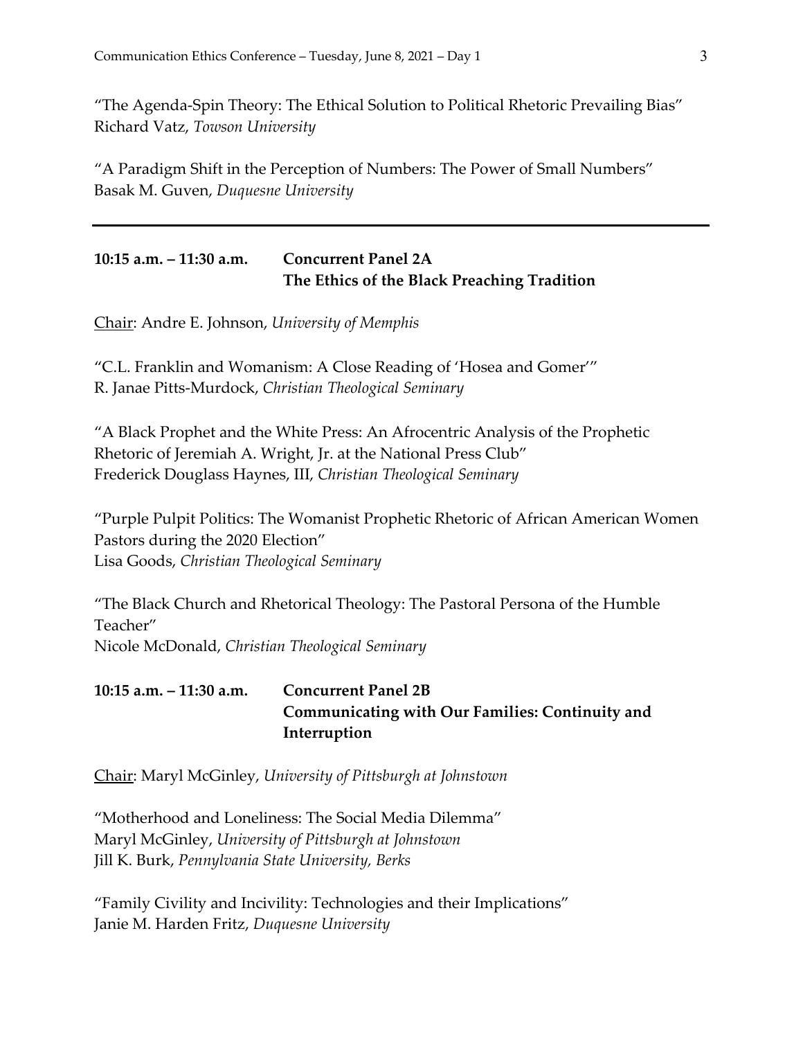"The Agenda-Spin Theory: The Ethical Solution to Political Rhetoric Prevailing Bias"
Richard Vatz, *Towson University*

"A Paradigm Shift in the Perception of Numbers: The Power of Small Numbers"
Basak M. Guven, *Duquesne University*

---

**10:15 a.m. – 11:30 a.m.** **Concurrent Panel 2A**
**The Ethics of the Black Preaching Tradition**

Chair: Andre E. Johnson, *University of Memphis*

"C.L. Franklin and Womanism: A Close Reading of 'Hosea and Gomer'"
R. Janae Pitts-Murdock, *Christian Theological Seminary*

"A Black Prophet and the White Press: An Afrocentric Analysis of the Prophetic Rhetoric of Jeremiah A. Wright, Jr. at the National Press Club"
Frederick Douglass Haynes, III, *Christian Theological Seminary*

"Purple Pulpit Politics: The Womanist Prophetic Rhetoric of African American Women Pastors during the 2020 Election"
Lisa Goods, *Christian Theological Seminary*

"The Black Church and Rhetorical Theology: The Pastoral Persona of the Humble Teacher"
Nicole McDonald, *Christian Theological Seminary*

**10:15 a.m. – 11:30 a.m.** **Concurrent Panel 2B**
**Communicating with Our Families: Continuity and Interruption**

Chair: Maryl McGinley, *University of Pittsburgh at Johnstown*

"Motherhood and Loneliness: The Social Media Dilemma"
Maryl McGinley, *University of Pittsburgh at Johnstown*
Jill K. Burk, *Pennylvania State University, Berks*

"Family Civility and Incivility: Technologies and their Implications"
Janie M. Harden Fritz, *Duquesne University*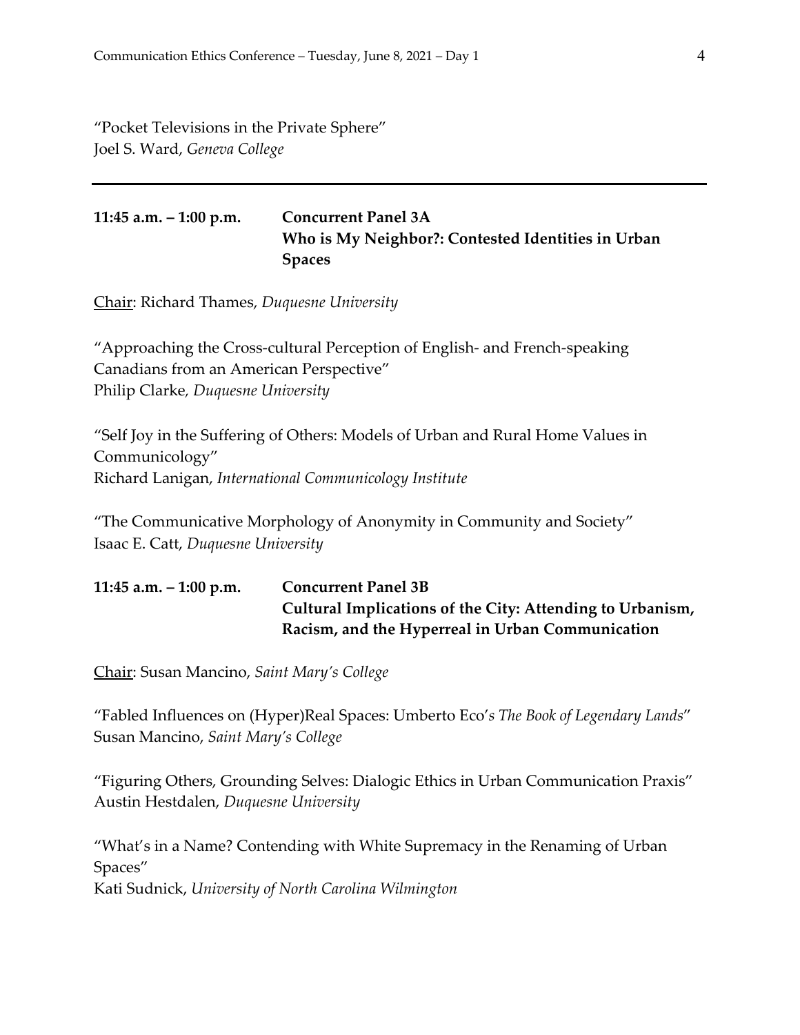"Pocket Televisions in the Private Sphere"
Joel S. Ward, *Geneva College*

---

**11:45 a.m. – 1:00 p.m.** **Concurrent Panel 3A**
**Who is My Neighbor?: Contested Identities in Urban Spaces**

Chair: Richard Thames, *Duquesne University*

"Approaching the Cross-cultural Perception of English- and French-speaking Canadians from an American Perspective"
Philip Clarke, *Duquesne University*

"Self Joy in the Suffering of Others: Models of Urban and Rural Home Values in Communicology"
Richard Lanigan, *International Communicology Institute*

"The Communicative Morphology of Anonymity in Community and Society"
Isaac E. Catt, *Duquesne University*

**11:45 a.m. – 1:00 p.m.** **Concurrent Panel 3B**
**Cultural Implications of the City: Attending to Urbanism, Racism, and the Hyperreal in Urban Communication**

Chair: Susan Mancino, *Saint Mary's College*

"Fabled Influences on (Hyper)Real Spaces: Umberto Eco's *The Book of Legendary Lands*"
Susan Mancino, *Saint Mary's College*

"Figuring Others, Grounding Selves: Dialogic Ethics in Urban Communication Praxis"
Austin Hestdalen, *Duquesne University*

"What's in a Name? Contending with White Supremacy in the Renaming of Urban Spaces"
Kati Sudnick, *University of North Carolina Wilmington*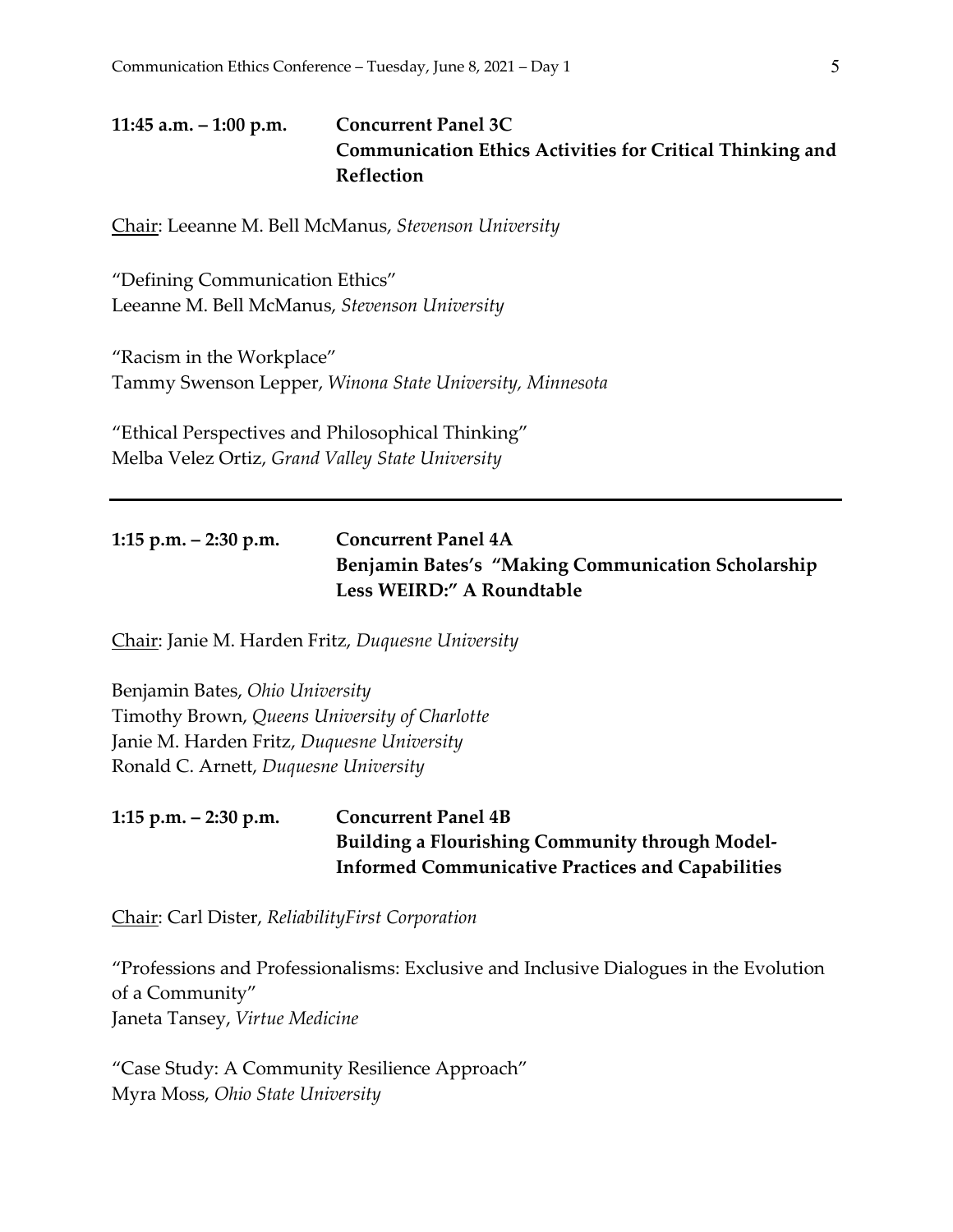**11:45 a.m. – 1:00 p.m.** **Concurrent Panel 3C**
**Communication Ethics Activities for Critical Thinking and Reflection**

Chair: Leeanne M. Bell McManus, *Stevenson University*

"Defining Communication Ethics"
Leeanne M. Bell McManus, *Stevenson University*

"Racism in the Workplace"
Tammy Swenson Lepper, *Winona State University, Minnesota*

"Ethical Perspectives and Philosophical Thinking"
Melba Velez Ortiz, *Grand Valley State University*

---

**1:15 p.m. – 2:30 p.m.** **Concurrent Panel 4A**
**Benjamin Bates's "Making Communication Scholarship Less WEIRD:" A Roundtable**

Chair: Janie M. Harden Fritz, *Duquesne University*

Benjamin Bates, *Ohio University*
Timothy Brown, *Queens University of Charlotte*
Janie M. Harden Fritz, *Duquesne University*
Ronald C. Arnett, *Duquesne University*

**1:15 p.m. – 2:30 p.m.** **Concurrent Panel 4B**
**Building a Flourishing Community through Model-Informed Communicative Practices and Capabilities**

Chair: Carl Dister, *ReliabilityFirst Corporation*

"Professions and Professionalisms: Exclusive and Inclusive Dialogues in the Evolution of a Community"
Janeta Tansey, *Virtue Medicine*

"Case Study: A Community Resilience Approach"
Myra Moss, *Ohio State University*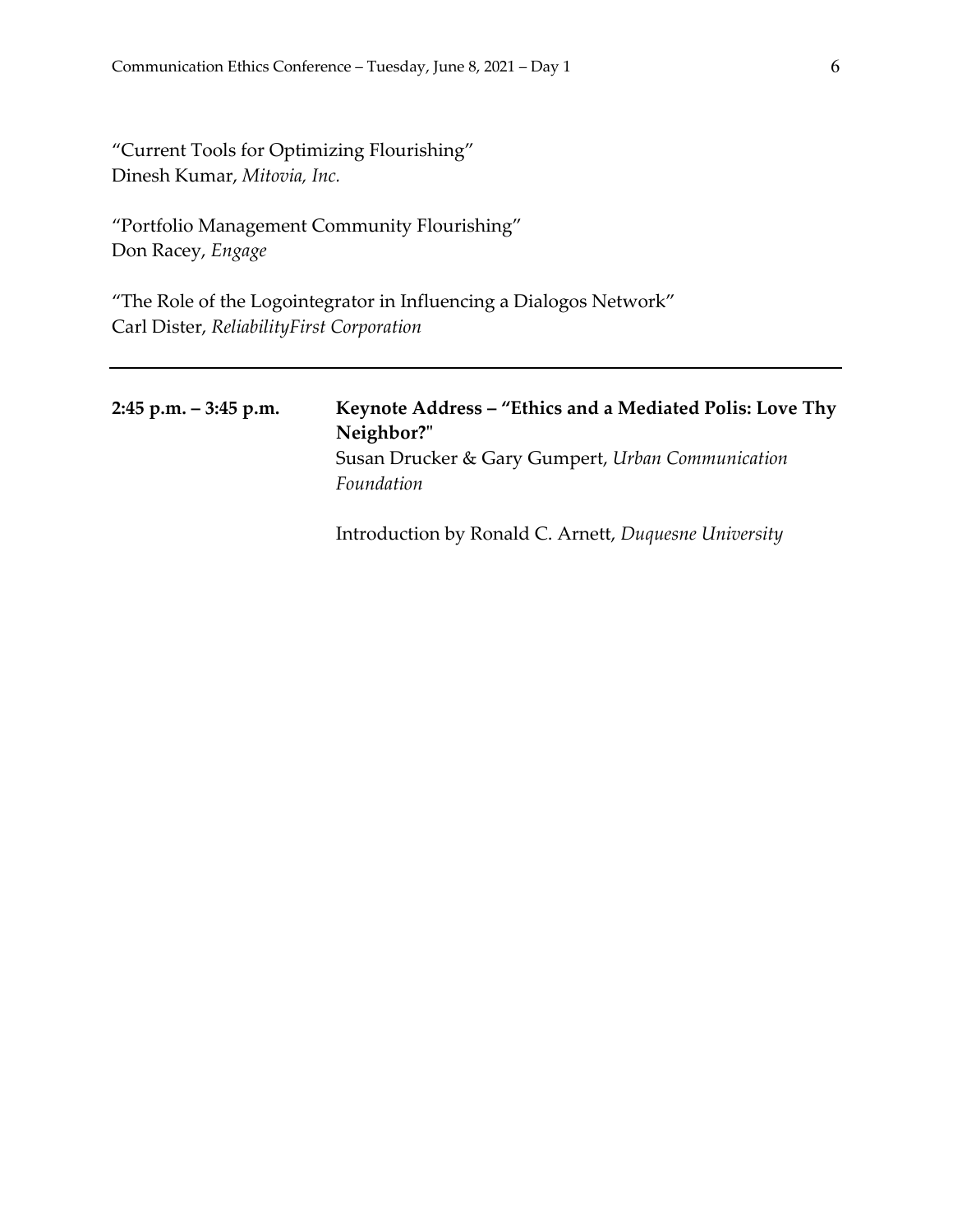"Current Tools for Optimizing Flourishing"
Dinesh Kumar, *Mitovia, Inc.*

"Portfolio Management Community Flourishing"
Don Racey, *Engage*

"The Role of the Logointegrator in Influencing a Dialogos Network"
Carl Dister, *ReliabilityFirst Corporation*

---

**2:45 p.m. – 3:45 p.m.** **Keynote Address – "Ethics and a Mediated Polis: Love Thy Neighbor?"**
Susan Drucker & Gary Gumpert, *Urban Communication Foundation*

Introduction by Ronald C. Arnett, *Duquesne University*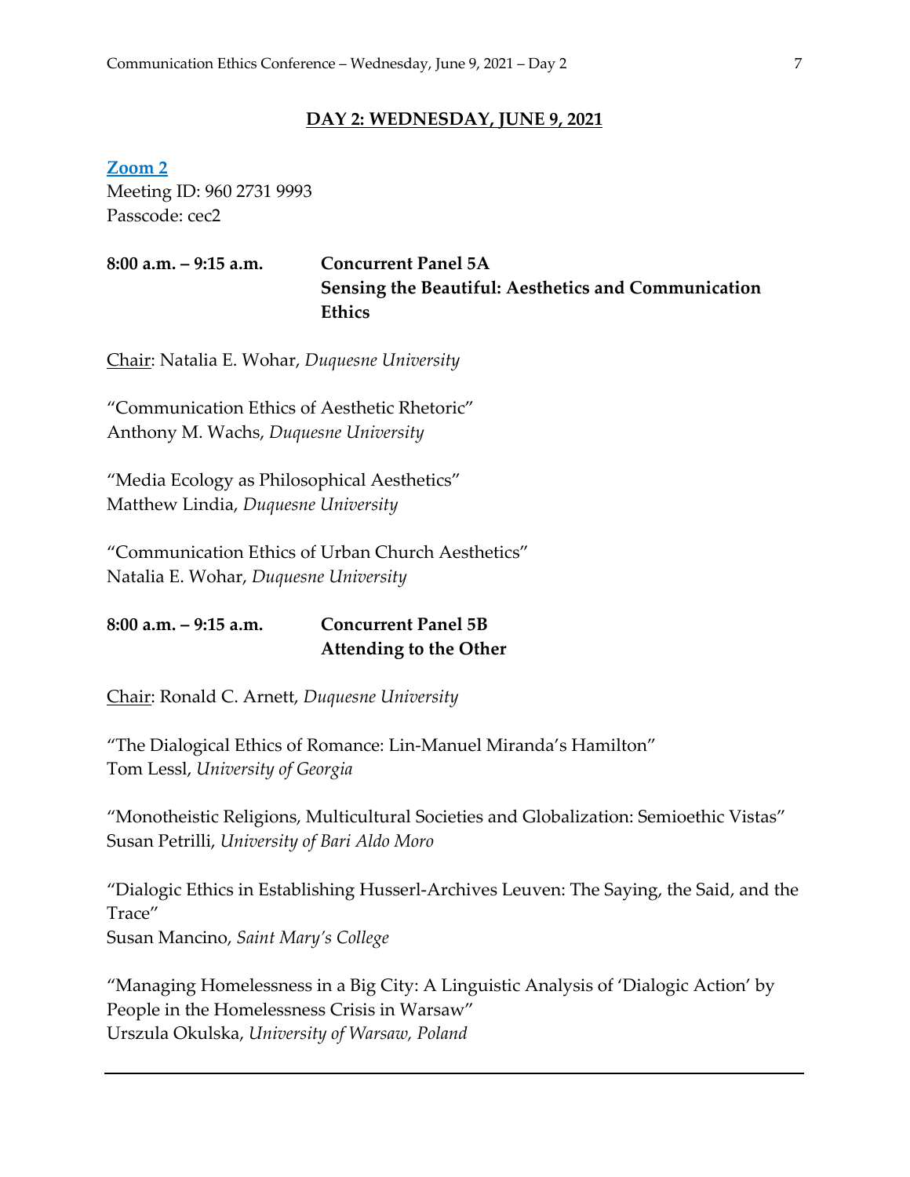## DAY 2: WEDNESDAY, JUNE 9, 2021

**Zoom 2**
Meeting ID: 960 2731 9993
Passcode: cec2

**8:00 a.m. – 9:15 a.m.** **Concurrent Panel 5A**
**Sensing the Beautiful: Aesthetics and Communication Ethics**

Chair: Natalia E. Wohar, *Duquesne University*

"Communication Ethics of Aesthetic Rhetoric"
Anthony M. Wachs, *Duquesne University*

"Media Ecology as Philosophical Aesthetics"
Matthew Lindia, *Duquesne University*

"Communication Ethics of Urban Church Aesthetics"
Natalia E. Wohar, *Duquesne University*

**8:00 a.m. – 9:15 a.m.** **Concurrent Panel 5B**
**Attending to the Other**

Chair: Ronald C. Arnett, *Duquesne University*

"The Dialogical Ethics of Romance: Lin-Manuel Miranda's Hamilton"
Tom Lessl, *University of Georgia*

"Monotheistic Religions, Multicultural Societies and Globalization: Semioethic Vistas"
Susan Petrilli, *University of Bari Aldo Moro*

"Dialogic Ethics in Establishing Husserl-Archives Leuven: The Saying, the Said, and the Trace"
Susan Mancino, *Saint Mary's College*

"Managing Homelessness in a Big City: A Linguistic Analysis of 'Dialogic Action' by People in the Homelessness Crisis in Warsaw"
Urszula Okulska, *University of Warsaw, Poland*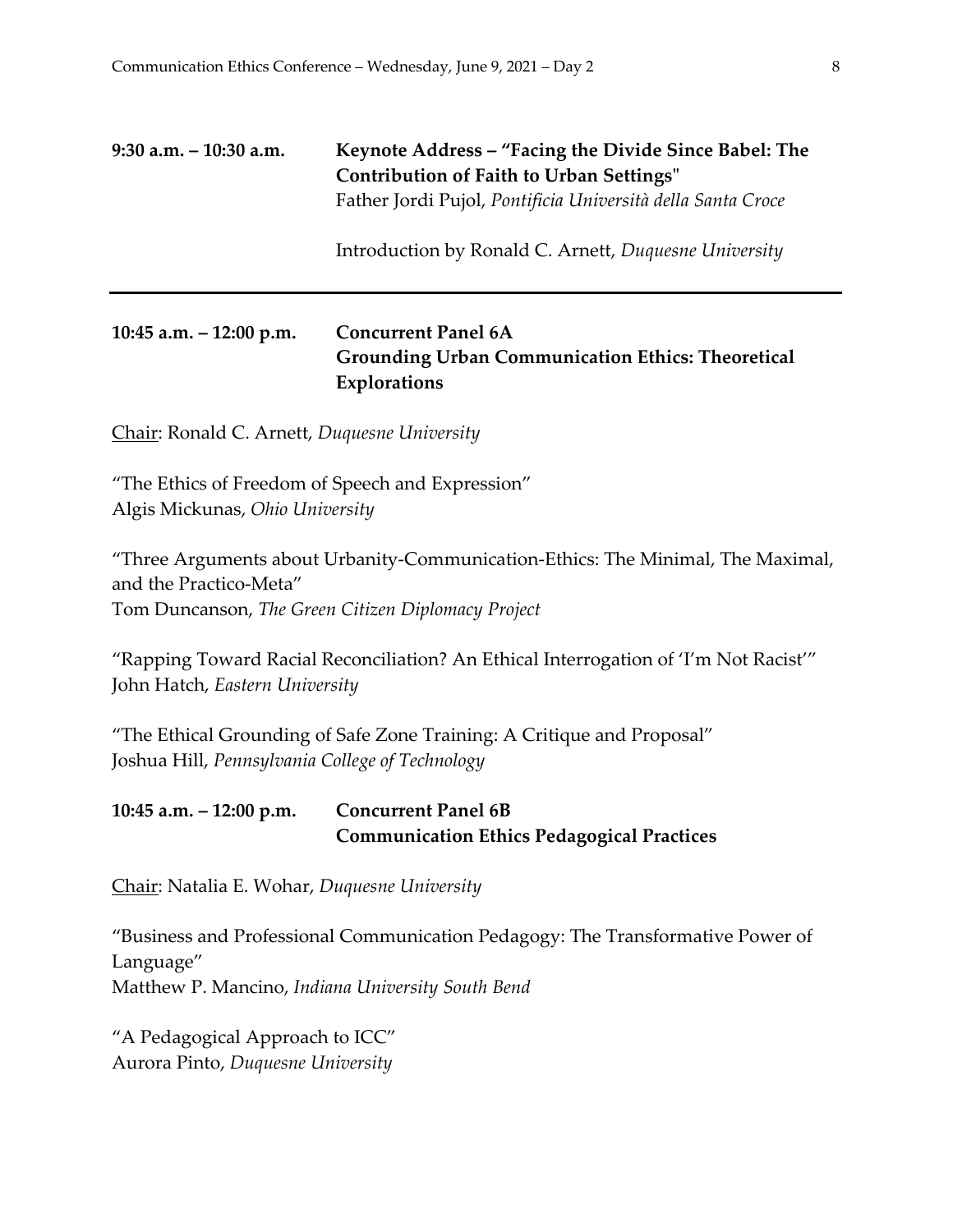**9:30 a.m. – 10:30 a.m.** **Keynote Address – "Facing the Divide Since Babel: The Contribution of Faith to Urban Settings"**
Father Jordi Pujol, *Pontificia Università della Santa Croce*

Introduction by Ronald C. Arnett, *Duquesne University*

---

**10:45 a.m. – 12:00 p.m.** **Concurrent Panel 6A**
**Grounding Urban Communication Ethics: Theoretical Explorations**

Chair: Ronald C. Arnett, *Duquesne University*

"The Ethics of Freedom of Speech and Expression"
Algis Mickunas, *Ohio University*

"Three Arguments about Urbanity-Communication-Ethics: The Minimal, The Maximal, and the Practico-Meta"
Tom Duncanson, *The Green Citizen Diplomacy Project*

"Rapping Toward Racial Reconciliation? An Ethical Interrogation of 'I'm Not Racist'"
John Hatch, *Eastern University*

"The Ethical Grounding of Safe Zone Training: A Critique and Proposal"
Joshua Hill, *Pennsylvania College of Technology*

**10:45 a.m. – 12:00 p.m.** **Concurrent Panel 6B**
**Communication Ethics Pedagogical Practices**

Chair: Natalia E. Wohar, *Duquesne University*

"Business and Professional Communication Pedagogy: The Transformative Power of Language"
Matthew P. Mancino, *Indiana University South Bend*

"A Pedagogical Approach to ICC"
Aurora Pinto, *Duquesne University*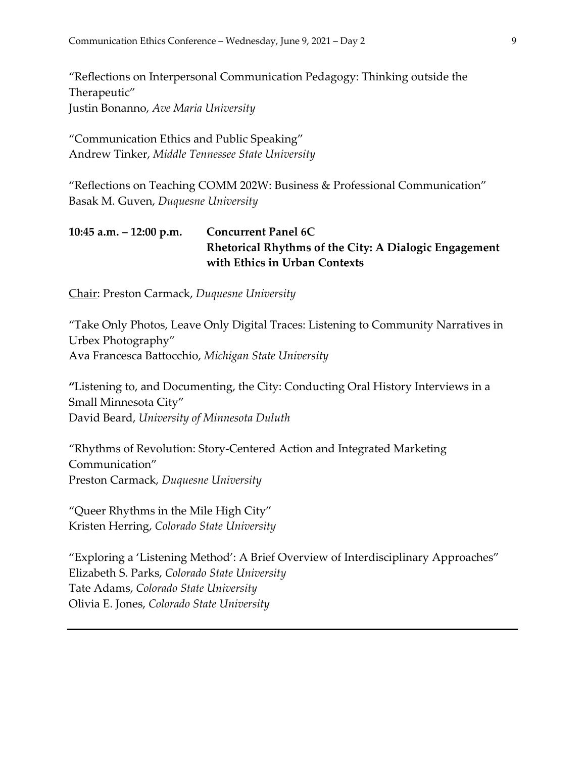"Reflections on Interpersonal Communication Pedagogy: Thinking outside the Therapeutic"
Justin Bonanno, *Ave Maria University*

"Communication Ethics and Public Speaking"
Andrew Tinker, *Middle Tennessee State University*

"Reflections on Teaching COMM 202W: Business & Professional Communication"
Basak M. Guven, *Duquesne University*

**10:45 a.m. – 12:00 p.m. Concurrent Panel 6C**
**Rhetorical Rhythms of the City: A Dialogic Engagement with Ethics in Urban Contexts**

Chair: Preston Carmack, *Duquesne University*

"Take Only Photos, Leave Only Digital Traces: Listening to Community Narratives in Urbex Photography"
Ava Francesca Battocchio, *Michigan State University*

"Listening to, and Documenting, the City: Conducting Oral History Interviews in a Small Minnesota City"
David Beard, *University of Minnesota Duluth*

"Rhythms of Revolution: Story-Centered Action and Integrated Marketing Communication"
Preston Carmack, *Duquesne University*

"Queer Rhythms in the Mile High City"
Kristen Herring, *Colorado State University*

"Exploring a 'Listening Method': A Brief Overview of Interdisciplinary Approaches"
Elizabeth S. Parks, *Colorado State University*
Tate Adams, *Colorado State University*
Olivia E. Jones, *Colorado State University*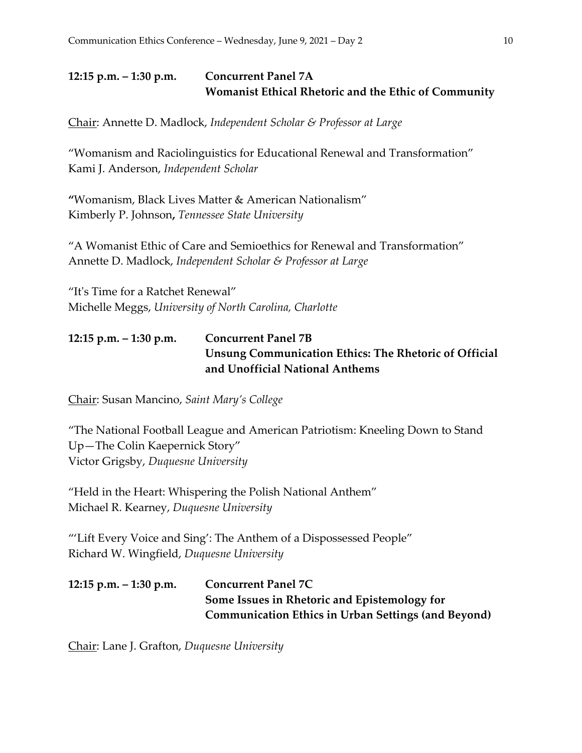## 12:15 p.m. – 1:30 p.m. Concurrent Panel 7A
## Womanist Ethical Rhetoric and the Ethic of Community

Chair: Annette D. Madlock, *Independent Scholar & Professor at Large*

"Womanism and Raciolinguistics for Educational Renewal and Transformation"
Kami J. Anderson, *Independent Scholar*

"Womanism, Black Lives Matter & American Nationalism"
Kimberly P. Johnson, *Tennessee State University*

"A Womanist Ethic of Care and Semioethics for Renewal and Transformation"
Annette D. Madlock, *Independent Scholar & Professor at Large*

"It's Time for a Ratchet Renewal"
Michelle Meggs, *University of North Carolina, Charlotte*

## 12:15 p.m. – 1:30 p.m. Concurrent Panel 7B
## Unsung Communication Ethics: The Rhetoric of Official and Unofficial National Anthems

Chair: Susan Mancino, *Saint Mary's College*

"The National Football League and American Patriotism: Kneeling Down to Stand Up—The Colin Kaepernick Story"
Victor Grigsby, *Duquesne University*

"Held in the Heart: Whispering the Polish National Anthem"
Michael R. Kearney, *Duquesne University*

"'Lift Every Voice and Sing': The Anthem of a Dispossessed People"
Richard W. Wingfield, *Duquesne University*

## 12:15 p.m. – 1:30 p.m. Concurrent Panel 7C
## Some Issues in Rhetoric and Epistemology for Communication Ethics in Urban Settings (and Beyond)

Chair: Lane J. Grafton, *Duquesne University*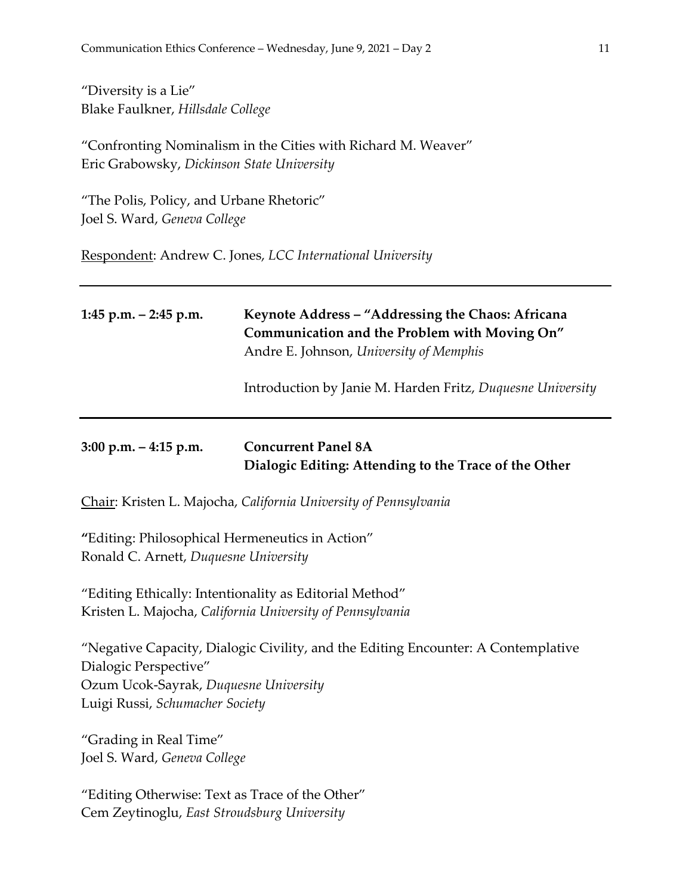"Diversity is a Lie"
Blake Faulkner, *Hillsdale College*

"Confronting Nominalism in the Cities with Richard M. Weaver"
Eric Grabowsky, *Dickinson State University*

"The Polis, Policy, and Urbane Rhetoric"
Joel S. Ward, *Geneva College*

Respondent: Andrew C. Jones, *LCC International University*

---

**1:45 p.m. – 2:45 p.m.** **Keynote Address – "Addressing the Chaos: Africana Communication and the Problem with Moving On"**
Andre E. Johnson, *University of Memphis*

Introduction by Janie M. Harden Fritz, *Duquesne University*

---

**3:00 p.m. – 4:15 p.m.** **Concurrent Panel 8A**
**Dialogic Editing: Attending to the Trace of the Other**

Chair: Kristen L. Majocha, *California University of Pennsylvania*

"Editing: Philosophical Hermeneutics in Action"
Ronald C. Arnett, *Duquesne University*

"Editing Ethically: Intentionality as Editorial Method"
Kristen L. Majocha, *California University of Pennsylvania*

"Negative Capacity, Dialogic Civility, and the Editing Encounter: A Contemplative Dialogic Perspective"
Ozum Ucok-Sayrak, *Duquesne University*
Luigi Russi, *Schumacher Society*

"Grading in Real Time"
Joel S. Ward, *Geneva College*

"Editing Otherwise: Text as Trace of the Other"
Cem Zeytinoglu, *East Stroudsburg University*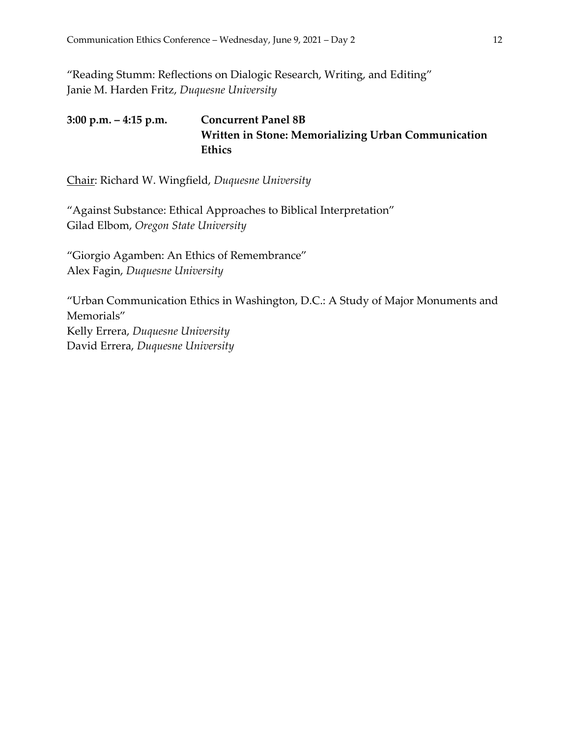"Reading Stumm: Reflections on Dialogic Research, Writing, and Editing"
Janie M. Harden Fritz, *Duquesne University*

**3:00 p.m. – 4:15 p.m.** **Concurrent Panel 8B**
**Written in Stone: Memorializing Urban Communication Ethics**

Chair: Richard W. Wingfield, *Duquesne University*

"Against Substance: Ethical Approaches to Biblical Interpretation"
Gilad Elbom, *Oregon State University*

"Giorgio Agamben: An Ethics of Remembrance"
Alex Fagin, *Duquesne University*

"Urban Communication Ethics in Washington, D.C.: A Study of Major Monuments and Memorials"
Kelly Errera, *Duquesne University*
David Errera, *Duquesne University*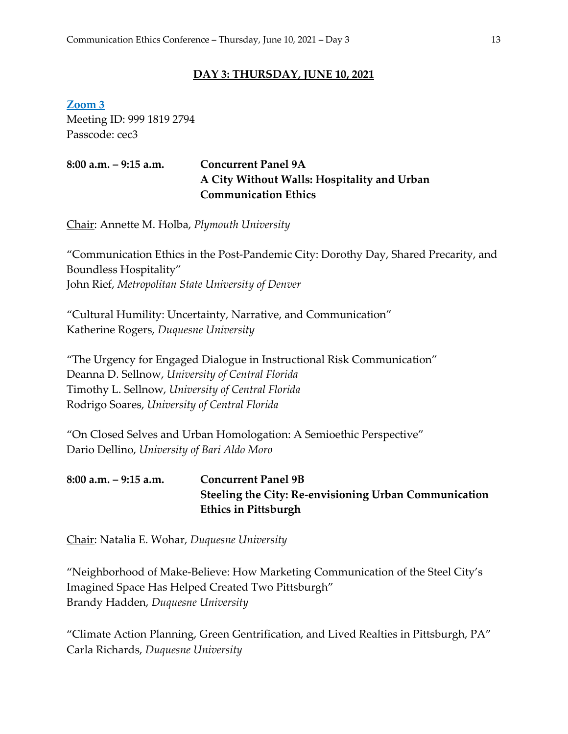## DAY 3: THURSDAY, JUNE 10, 2021

**Zoom 3**
Meeting ID: 999 1819 2794
Passcode: cec3

**8:00 a.m. – 9:15 a.m.** **Concurrent Panel 9A**
**A City Without Walls: Hospitality and Urban Communication Ethics**

Chair: Annette M. Holba, *Plymouth University*

"Communication Ethics in the Post-Pandemic City: Dorothy Day, Shared Precarity, and Boundless Hospitality"
John Rief, *Metropolitan State University of Denver*

"Cultural Humility: Uncertainty, Narrative, and Communication"
Katherine Rogers, *Duquesne University*

"The Urgency for Engaged Dialogue in Instructional Risk Communication"
Deanna D. Sellnow, *University of Central Florida*
Timothy L. Sellnow, *University of Central Florida*
Rodrigo Soares, *University of Central Florida*

"On Closed Selves and Urban Homologation: A Semioethic Perspective"
Dario Dellino, *University of Bari Aldo Moro*

**8:00 a.m. – 9:15 a.m.** **Concurrent Panel 9B**
**Steeling the City: Re-envisioning Urban Communication Ethics in Pittsburgh**

Chair: Natalia E. Wohar, *Duquesne University*

"Neighborhood of Make-Believe: How Marketing Communication of the Steel City's Imagined Space Has Helped Created Two Pittsburgh"
Brandy Hadden, *Duquesne University*

"Climate Action Planning, Green Gentrification, and Lived Realties in Pittsburgh, PA"
Carla Richards, *Duquesne University*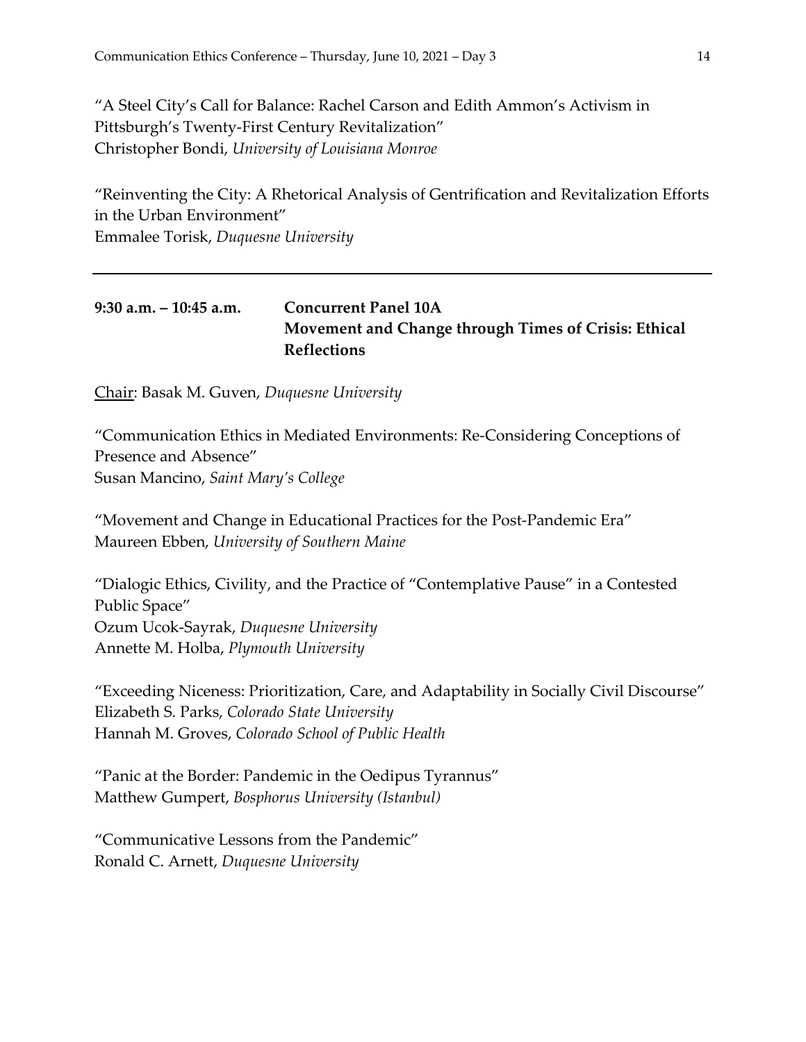"A Steel City's Call for Balance: Rachel Carson and Edith Ammon's Activism in Pittsburgh's Twenty-First Century Revitalization"
Christopher Bondi, *University of Louisiana Monroe*

"Reinventing the City: A Rhetorical Analysis of Gentrification and Revitalization Efforts in the Urban Environment"
Emmalee Torisk, *Duquesne University*

---

**9:30 a.m. – 10:45 a.m.** **Concurrent Panel 10A**
**Movement and Change through Times of Crisis: Ethical Reflections**

Chair: Basak M. Guven, *Duquesne University*

"Communication Ethics in Mediated Environments: Re-Considering Conceptions of Presence and Absence"
Susan Mancino, *Saint Mary's College*

"Movement and Change in Educational Practices for the Post-Pandemic Era"
Maureen Ebben, *University of Southern Maine*

"Dialogic Ethics, Civility, and the Practice of "Contemplative Pause" in a Contested Public Space"
Ozum Ucok-Sayrak, *Duquesne University*
Annette M. Holba, *Plymouth University*

"Exceeding Niceness: Prioritization, Care, and Adaptability in Socially Civil Discourse"
Elizabeth S. Parks, *Colorado State University*
Hannah M. Groves, *Colorado School of Public Health*

"Panic at the Border: Pandemic in the Oedipus Tyrannus"
Matthew Gumpert, *Bosphorus University (Istanbul)*

"Communicative Lessons from the Pandemic"
Ronald C. Arnett, *Duquesne University*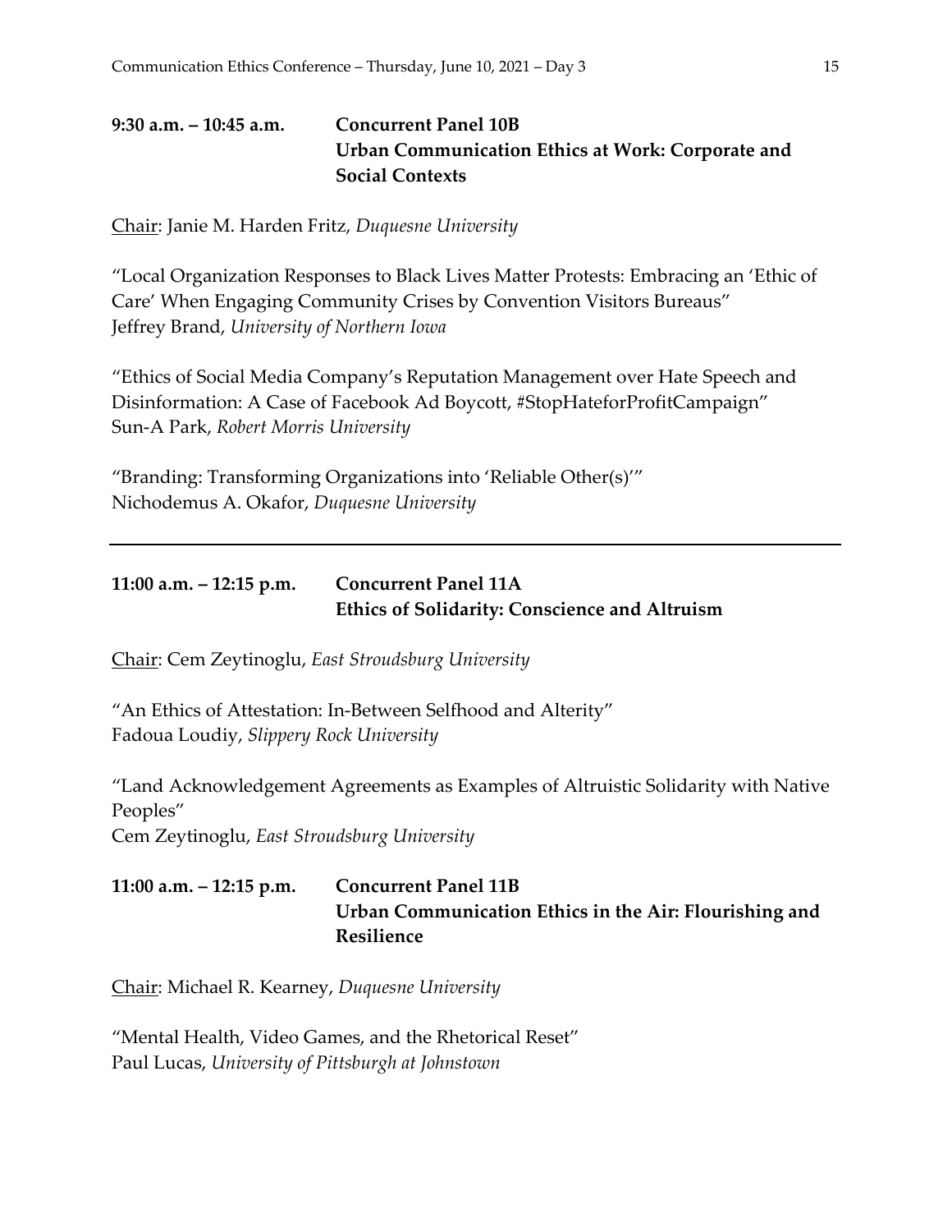## 9:30 a.m. – 10:45 a.m. Concurrent Panel 10B
## Urban Communication Ethics at Work: Corporate and Social Contexts

Chair: Janie M. Harden Fritz, *Duquesne University*

"Local Organization Responses to Black Lives Matter Protests: Embracing an 'Ethic of Care' When Engaging Community Crises by Convention Visitors Bureaus"
Jeffrey Brand, *University of Northern Iowa*

"Ethics of Social Media Company's Reputation Management over Hate Speech and Disinformation: A Case of Facebook Ad Boycott, #StopHateforProfitCampaign"
Sun-A Park, *Robert Morris University*

"Branding: Transforming Organizations into 'Reliable Other(s)'"
Nichodemus A. Okafor, *Duquesne University*

---

## 11:00 a.m. – 12:15 p.m. Concurrent Panel 11A
## Ethics of Solidarity: Conscience and Altruism

Chair: Cem Zeytinoglu, *East Stroudsburg University*

"An Ethics of Attestation: In-Between Selfhood and Alterity"
Fadoua Loudiy, *Slippery Rock University*

"Land Acknowledgement Agreements as Examples of Altruistic Solidarity with Native Peoples"
Cem Zeytinoglu, *East Stroudsburg University*

## 11:00 a.m. – 12:15 p.m. Concurrent Panel 11B
## Urban Communication Ethics in the Air: Flourishing and Resilience

Chair: Michael R. Kearney, *Duquesne University*

"Mental Health, Video Games, and the Rhetorical Reset"
Paul Lucas, *University of Pittsburgh at Johnstown*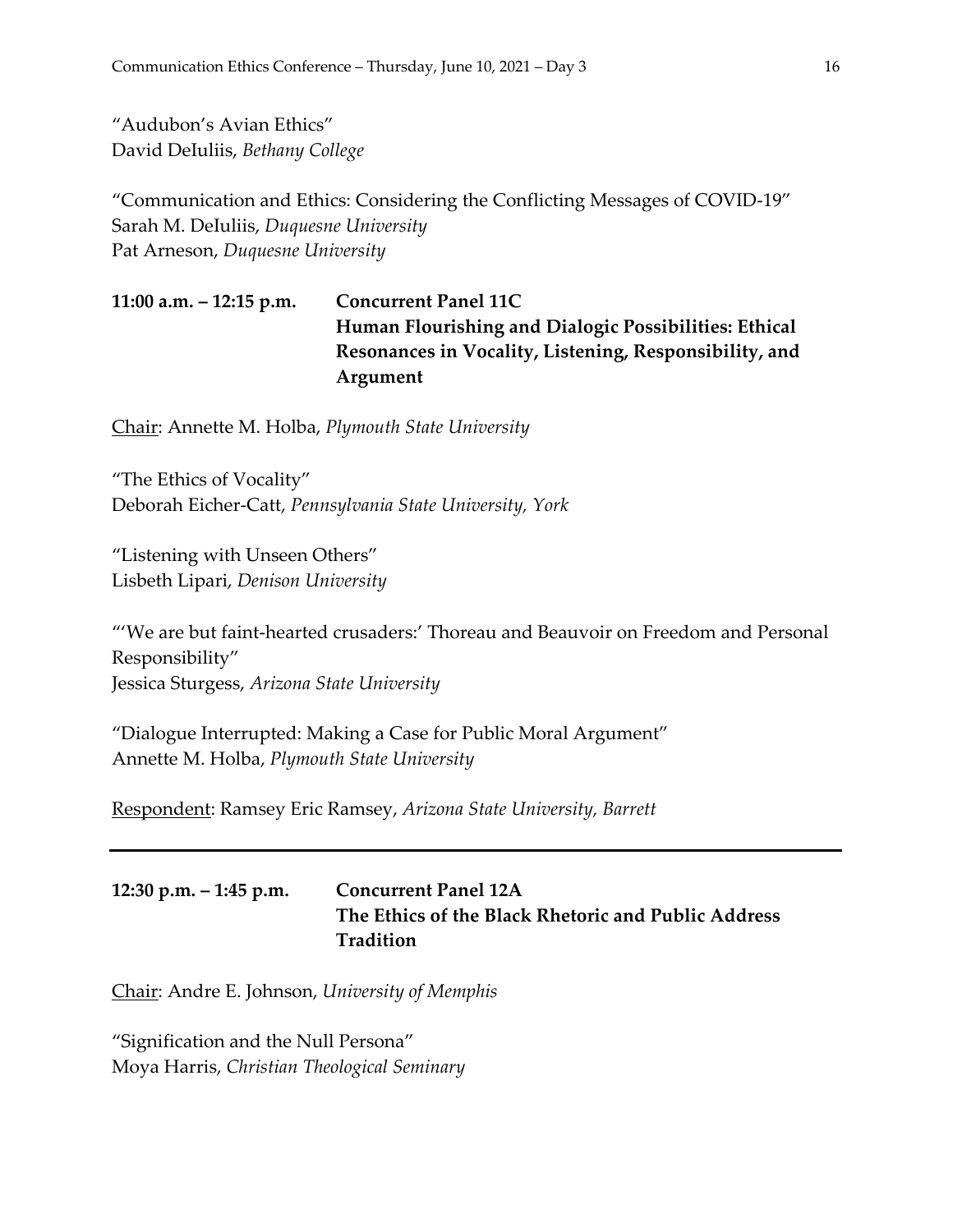"Audubon's Avian Ethics"
David DeIuliis, *Bethany College*

"Communication and Ethics: Considering the Conflicting Messages of COVID-19"
Sarah M. DeIuliis, *Duquesne University*
Pat Arneson, *Duquesne University*

**11:00 a.m. – 12:15 p.m. Concurrent Panel 11C**
**Human Flourishing and Dialogic Possibilities: Ethical Resonances in Vocality, Listening, Responsibility, and Argument**

Chair: Annette M. Holba, *Plymouth State University*

"The Ethics of Vocality"
Deborah Eicher-Catt, *Pennsylvania State University, York*

"Listening with Unseen Others"
Lisbeth Lipari, *Denison University*

"'We are but faint-hearted crusaders:' Thoreau and Beauvoir on Freedom and Personal Responsibility"
Jessica Sturgess, *Arizona State University*

"Dialogue Interrupted: Making a Case for Public Moral Argument"
Annette M. Holba, *Plymouth State University*

Respondent: Ramsey Eric Ramsey, *Arizona State University, Barrett*

---

**12:30 p.m. – 1:45 p.m. Concurrent Panel 12A**
**The Ethics of the Black Rhetoric and Public Address Tradition**

Chair: Andre E. Johnson, *University of Memphis*

"Signification and the Null Persona"
Moya Harris, *Christian Theological Seminary*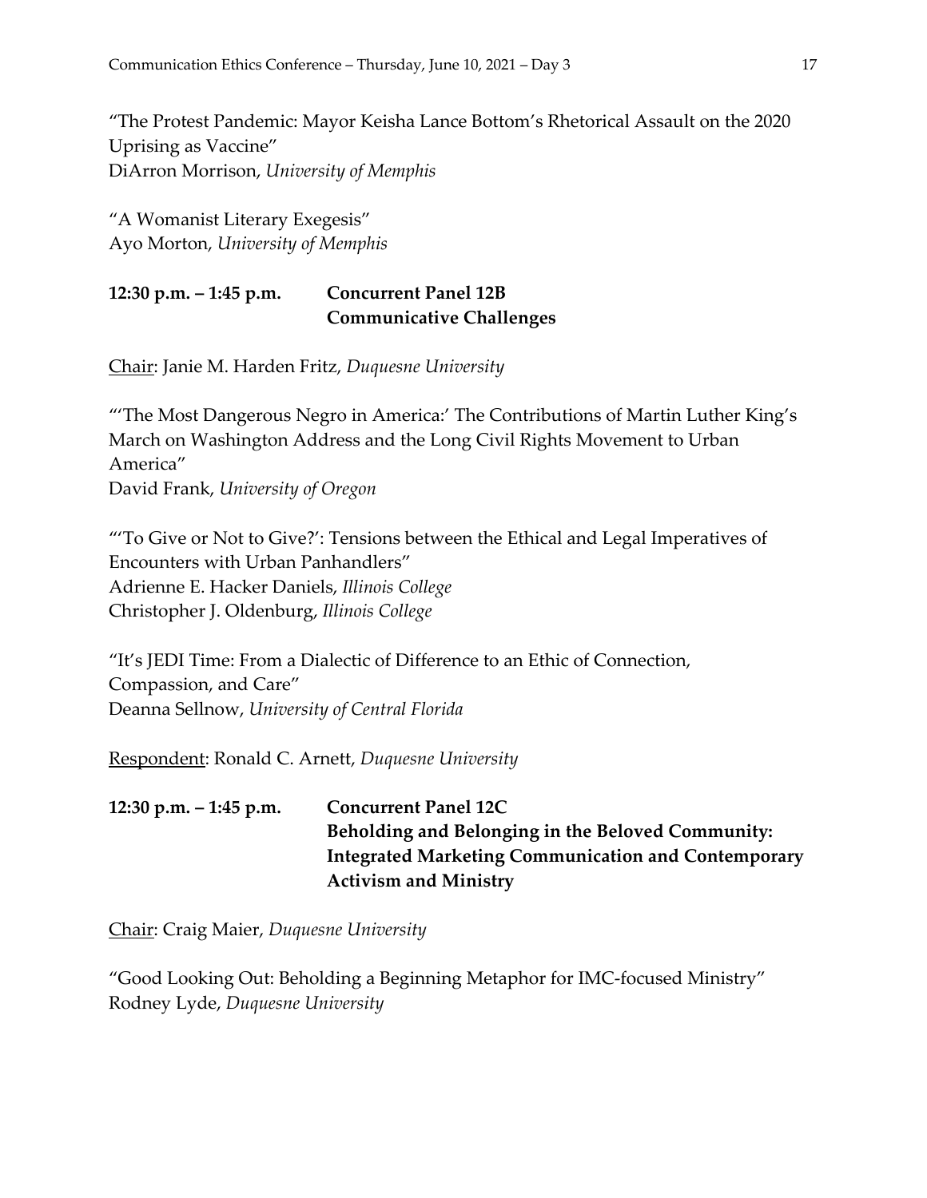"The Protest Pandemic: Mayor Keisha Lance Bottom's Rhetorical Assault on the 2020 Uprising as Vaccine"
DiArron Morrison, *University of Memphis*

"A Womanist Literary Exegesis"
Ayo Morton, *University of Memphis*

**12:30 p.m. – 1:45 p.m.** **Concurrent Panel 12B**
**Communicative Challenges**

Chair: Janie M. Harden Fritz, *Duquesne University*

"'The Most Dangerous Negro in America:' The Contributions of Martin Luther King's March on Washington Address and the Long Civil Rights Movement to Urban America"
David Frank, *University of Oregon*

"'To Give or Not to Give?': Tensions between the Ethical and Legal Imperatives of Encounters with Urban Panhandlers"
Adrienne E. Hacker Daniels, *Illinois College*
Christopher J. Oldenburg, *Illinois College*

"It's JEDI Time: From a Dialectic of Difference to an Ethic of Connection, Compassion, and Care"
Deanna Sellnow, *University of Central Florida*

Respondent: Ronald C. Arnett, *Duquesne University*

**12:30 p.m. – 1:45 p.m.** **Concurrent Panel 12C**
**Beholding and Belonging in the Beloved Community: Integrated Marketing Communication and Contemporary Activism and Ministry**

Chair: Craig Maier, *Duquesne University*

"Good Looking Out: Beholding a Beginning Metaphor for IMC-focused Ministry"
Rodney Lyde, *Duquesne University*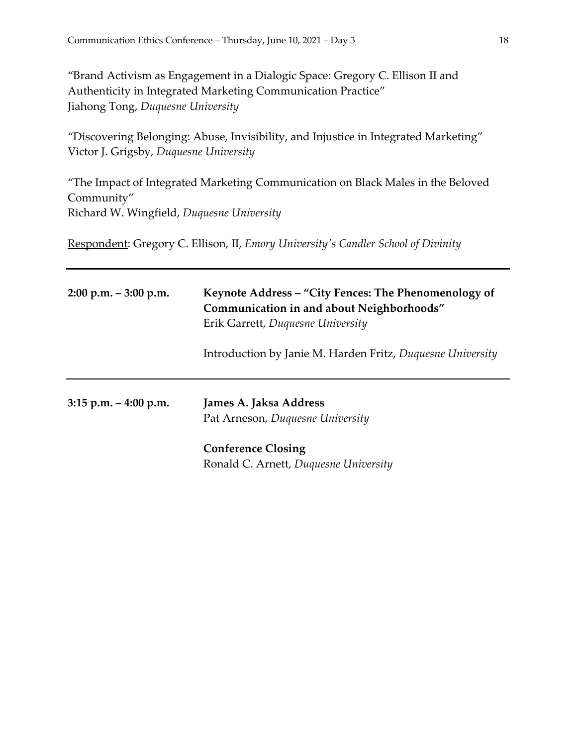"Brand Activism as Engagement in a Dialogic Space: Gregory C. Ellison II and Authenticity in Integrated Marketing Communication Practice"
Jiahong Tong, *Duquesne University*

"Discovering Belonging: Abuse, Invisibility, and Injustice in Integrated Marketing"
Victor J. Grigsby, *Duquesne University*

"The Impact of Integrated Marketing Communication on Black Males in the Beloved Community"
Richard W. Wingfield, *Duquesne University*

Respondent: Gregory C. Ellison, II, *Emory University's Candler School of Divinity*

---

**2:00 p.m. – 3:00 p.m.** **Keynote Address – "City Fences: The Phenomenology of Communication in and about Neighborhoods"**
Erik Garrett, *Duquesne University*

Introduction by Janie M. Harden Fritz, *Duquesne University*

---

**3:15 p.m. – 4:00 p.m.** **James A. Jaksa Address**
Pat Arneson, *Duquesne University*

**Conference Closing**
Ronald C. Arnett, *Duquesne University*